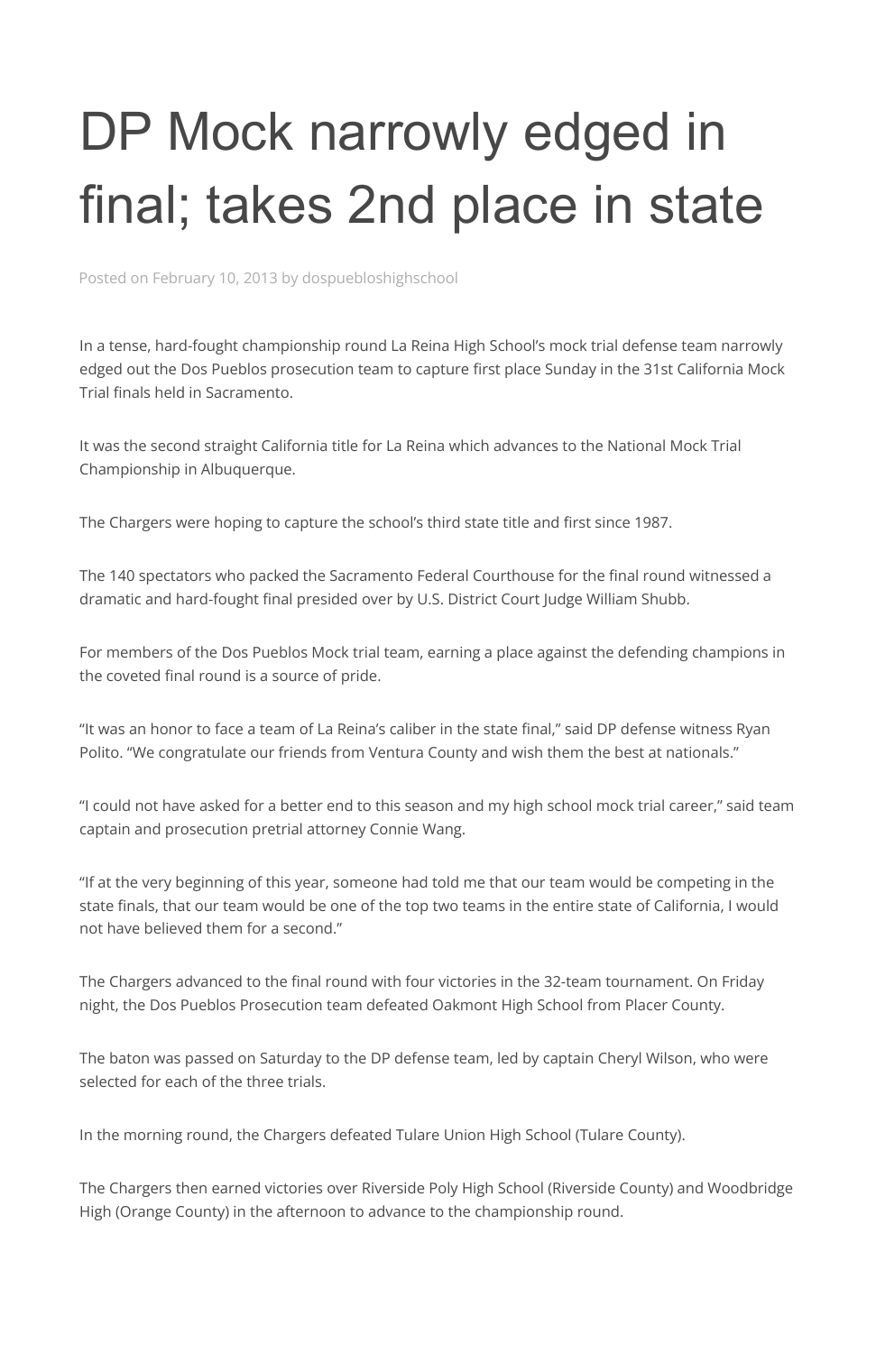# DP Mock narrowly edged in final; takes 2nd place in state

Posted on February 10, 2013 by dospuebloshighschool

In a tense, hard-fought championship round La Reina High School's mock trial defense team narrowly edged out the Dos Pueblos prosecution team to capture first place Sunday in the 31st California Mock Trial finals held in Sacramento.

It was the second straight California title for La Reina which advances to the National Mock Trial Championship in Albuquerque.

The Chargers were hoping to capture the school's third state title and first since 1987.

The 140 spectators who packed the Sacramento Federal Courthouse for the final round witnessed a dramatic and hard-fought final presided over by U.S. District Court Judge William Shubb.

For members of the Dos Pueblos Mock trial team, earning a place against the defending champions in the coveted final round is a source of pride.

"It was an honor to face a team of La Reina's caliber in the state final," said DP defense witness Ryan Polito. "We congratulate our friends from Ventura County and wish them the best at nationals."

"I could not have asked for a better end to this season and my high school mock trial career," said team captain and prosecution pretrial attorney Connie Wang.

"If at the very beginning of this year, someone had told me that our team would be competing in the state finals, that our team would be one of the top two teams in the entire state of California, I would not have believed them for a second."

The Chargers advanced to the final round with four victories in the 32-team tournament. On Friday night, the Dos Pueblos Prosecution team defeated Oakmont High School from Placer County.

The baton was passed on Saturday to the DP defense team, led by captain Cheryl Wilson, who were selected for each of the three trials.

In the morning round, the Chargers defeated Tulare Union High School (Tulare County).

The Chargers then earned victories over Riverside Poly High School (Riverside County) and Woodbridge High (Orange County) in the afternoon to advance to the championship round.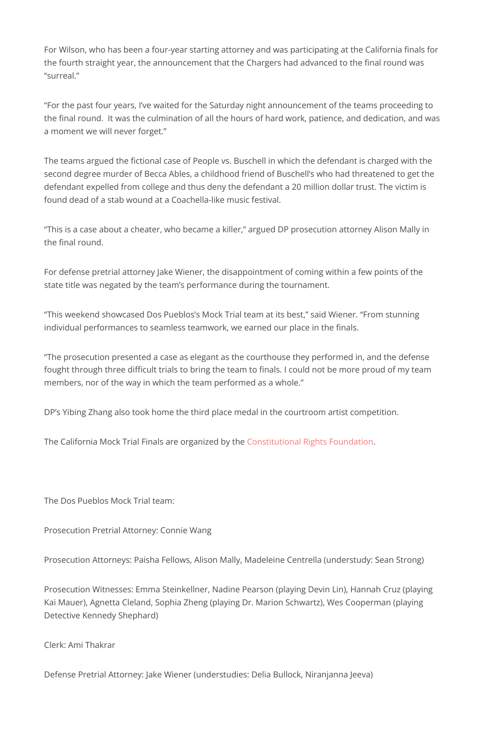For Wilson, who has been a four-year starting attorney and was participating at the California finals for the fourth straight year, the announcement that the Chargers had advanced to the final round was "surreal."

"For the past four years, I've waited for the Saturday night announcement of the teams proceeding to the final round. It was the culmination of all the hours of hard work, patience, and dedication, and was a moment we will never forget."

The teams argued the fictional case of People vs. Buschell in which the defendant is charged with the second degree murder of Becca Ables, a childhood friend of Buschell's who had threatened to get the defendant expelled from college and thus deny the defendant a 20 million dollar trust. The victim is found dead of a stab wound at a Coachella-like music festival.

"This is a case about a cheater, who became a killer," argued DP prosecution attorney Alison Mally in the final round.

For defense pretrial attorney Jake Wiener, the disappointment of coming within a few points of the state title was negated by the team's performance during the tournament.

"This weekend showcased Dos Pueblos's Mock Trial team at its best," said Wiener. "From stunning individual performances to seamless teamwork, we earned our place in the finals.

"The prosecution presented a case as elegant as the courthouse they performed in, and the defense fought through three difficult trials to bring the team to finals. I could not be more proud of my team members, nor of the way in which the team performed as a whole."

DP's Yibing Zhang also took home the third place medal in the courtroom artist competition.

The California Mock Trial Finals are organized by the Constitutional Rights Foundation.

The Dos Pueblos Mock Trial team:

Prosecution Pretrial Attorney: Connie Wang

Prosecution Attorneys: Paisha Fellows, Alison Mally, Madeleine Centrella (understudy: Sean Strong)

Prosecution Witnesses: Emma Steinkellner, Nadine Pearson (playing Devin Lin), Hannah Cruz (playing Kai Mauer), Agnetta Cleland, Sophia Zheng (playing Dr. Marion Schwartz), Wes Cooperman (playing Detective Kennedy Shephard)

Clerk: Ami Thakrar

Defense Pretrial Attorney: Jake Wiener (understudies: Delia Bullock, Niranjanna Jeeva)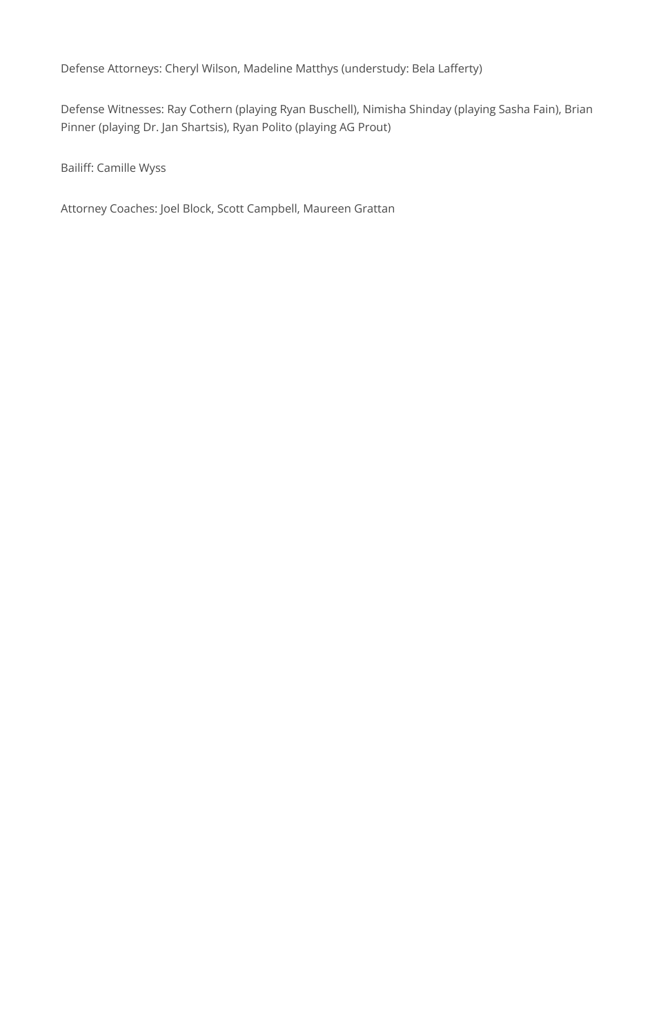Defense Attorneys: Cheryl Wilson, Madeline Matthys (understudy: Bela Lafferty)

Defense Witnesses: Ray Cothern (playing Ryan Buschell), Nimisha Shinday (playing Sasha Fain), Brian Pinner (playing Dr. Jan Shartsis), Ryan Polito (playing AG Prout)

Bailiff: Camille Wyss

Attorney Coaches: Joel Block, Scott Campbell, Maureen Grattan